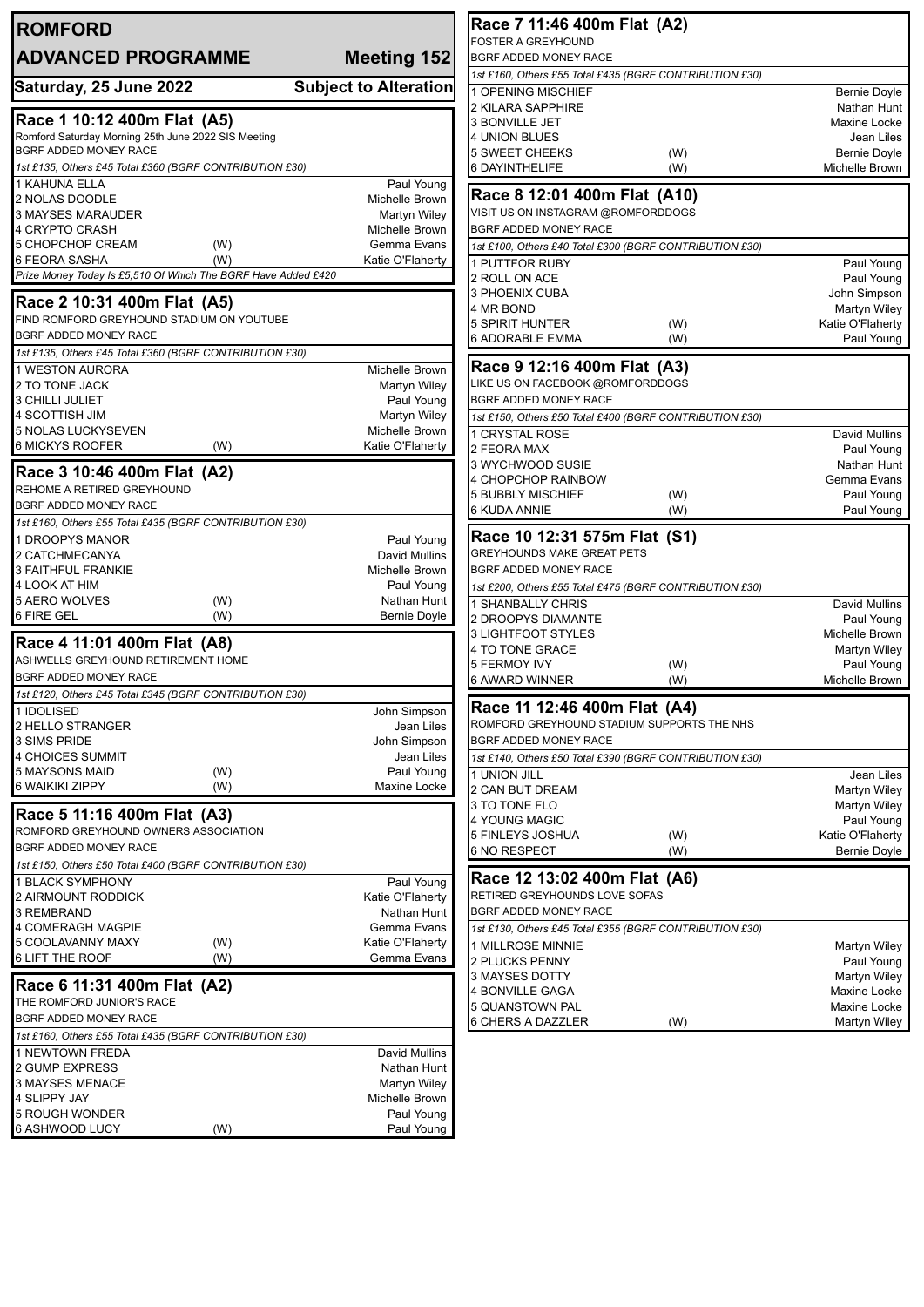# ROMFORD

## ADVANCED PROGRAMME — Meeting 152

**Saturday, 25 June 2022** — **Subject to Alteration**

### Race 1 10:12 400m Flat (A5)

Romford Saturday Morning 25th June 2022 SIS Meeting
BGRF ADDED MONEY RACE

*1st £135, Others £45 Total £360 (BGRF CONTRIBUTION £30)*

| Trap | Greyhound | | Trainer |
|---|---|---|---|
| 1 | KAHUNA ELLA | | Paul Young |
| 2 | NOLAS DOODLE | | Michelle Brown |
| 3 | MAYSES MARAUDER | | Martyn Wiley |
| 4 | CRYPTO CRASH | | Michelle Brown |
| 5 | CHOPCHOP CREAM | (W) | Gemma Evans |
| 6 | FEORA SASHA | (W) | Katie O'Flaherty |

*Prize Money Today Is £5,510 Of Which The BGRF Have Added £420*

### Race 2 10:31 400m Flat (A5)

FIND ROMFORD GREYHOUND STADIUM ON YOUTUBE
BGRF ADDED MONEY RACE

*1st £135, Others £45 Total £360 (BGRF CONTRIBUTION £30)*

| Trap | Greyhound | | Trainer |
|---|---|---|---|
| 1 | WESTON AURORA | | Michelle Brown |
| 2 | TO TONE JACK | | Martyn Wiley |
| 3 | CHILLI JULIET | | Paul Young |
| 4 | SCOTTISH JIM | | Martyn Wiley |
| 5 | NOLAS LUCKYSEVEN | | Michelle Brown |
| 6 | MICKYS ROOFER | (W) | Katie O'Flaherty |

### Race 3 10:46 400m Flat (A2)

REHOME A RETIRED GREYHOUND
BGRF ADDED MONEY RACE

*1st £160, Others £55 Total £435 (BGRF CONTRIBUTION £30)*

| Trap | Greyhound | | Trainer |
|---|---|---|---|
| 1 | DROOPYS MANOR | | Paul Young |
| 2 | CATCHMECANYA | | David Mullins |
| 3 | FAITHFUL FRANKIE | | Michelle Brown |
| 4 | LOOK AT HIM | | Paul Young |
| 5 | AERO WOLVES | (W) | Nathan Hunt |
| 6 | FIRE GEL | (W) | Bernie Doyle |

### Race 4 11:01 400m Flat (A8)

ASHWELLS GREYHOUND RETIREMENT HOME
BGRF ADDED MONEY RACE

*1st £120, Others £45 Total £345 (BGRF CONTRIBUTION £30)*

| Trap | Greyhound | | Trainer |
|---|---|---|---|
| 1 | IDOLISED | | John Simpson |
| 2 | HELLO STRANGER | | Jean Liles |
| 3 | SIMS PRIDE | | John Simpson |
| 4 | CHOICES SUMMIT | | Jean Liles |
| 5 | MAYSONS MAID | (W) | Paul Young |
| 6 | WAIKIKI ZIPPY | (W) | Maxine Locke |

### Race 5 11:16 400m Flat (A3)

ROMFORD GREYHOUND OWNERS ASSOCIATION
BGRF ADDED MONEY RACE

*1st £150, Others £50 Total £400 (BGRF CONTRIBUTION £30)*

| Trap | Greyhound | | Trainer |
|---|---|---|---|
| 1 | BLACK SYMPHONY | | Paul Young |
| 2 | AIRMOUNT RODDICK | | Katie O'Flaherty |
| 3 | REMBRAND | | Nathan Hunt |
| 4 | COMERAGH MAGPIE | | Gemma Evans |
| 5 | COOLAVANNY MAXY | (W) | Katie O'Flaherty |
| 6 | LIFT THE ROOF | (W) | Gemma Evans |

### Race 6 11:31 400m Flat (A2)

THE ROMFORD JUNIOR'S RACE
BGRF ADDED MONEY RACE

*1st £160, Others £55 Total £435 (BGRF CONTRIBUTION £30)*

| Trap | Greyhound | | Trainer |
|---|---|---|---|
| 1 | NEWTOWN FREDA | | David Mullins |
| 2 | GUMP EXPRESS | | Nathan Hunt |
| 3 | MAYSES MENACE | | Martyn Wiley |
| 4 | SLIPPY JAY | | Michelle Brown |
| 5 | ROUGH WONDER | | Paul Young |
| 6 | ASHWOOD LUCY | (W) | Paul Young |

### Race 7 11:46 400m Flat (A2)

FOSTER A GREYHOUND
BGRF ADDED MONEY RACE

*1st £160, Others £55 Total £435 (BGRF CONTRIBUTION £30)*

| Trap | Greyhound | | Trainer |
|---|---|---|---|
| 1 | OPENING MISCHIEF | | Bernie Doyle |
| 2 | KILARA SAPPHIRE | | Nathan Hunt |
| 3 | BONVILLE JET | | Maxine Locke |
| 4 | UNION BLUES | | Jean Liles |
| 5 | SWEET CHEEKS | (W) | Bernie Doyle |
| 6 | DAYINTHELIFE | (W) | Michelle Brown |

### Race 8 12:01 400m Flat (A10)

VISIT US ON INSTAGRAM @ROMFORDDOGS
BGRF ADDED MONEY RACE

*1st £100, Others £40 Total £300 (BGRF CONTRIBUTION £30)*

| Trap | Greyhound | | Trainer |
|---|---|---|---|
| 1 | PUTTFOR RUBY | | Paul Young |
| 2 | ROLL ON ACE | | Paul Young |
| 3 | PHOENIX CUBA | | John Simpson |
| 4 | MR BOND | | Martyn Wiley |
| 5 | SPIRIT HUNTER | (W) | Katie O'Flaherty |
| 6 | ADORABLE EMMA | (W) | Paul Young |

### Race 9 12:16 400m Flat (A3)

LIKE US ON FACEBOOK @ROMFORDDOGS
BGRF ADDED MONEY RACE

*1st £150, Others £50 Total £400 (BGRF CONTRIBUTION £30)*

| Trap | Greyhound | | Trainer |
|---|---|---|---|
| 1 | CRYSTAL ROSE | | David Mullins |
| 2 | FEORA MAX | | Paul Young |
| 3 | WYCHWOOD SUSIE | | Nathan Hunt |
| 4 | CHOPCHOP RAINBOW | | Gemma Evans |
| 5 | BUBBLY MISCHIEF | (W) | Paul Young |
| 6 | KUDA ANNIE | (W) | Paul Young |

### Race 10 12:31 575m Flat (S1)

GREYHOUNDS MAKE GREAT PETS
BGRF ADDED MONEY RACE

*1st £200, Others £55 Total £475 (BGRF CONTRIBUTION £30)*

| Trap | Greyhound | | Trainer |
|---|---|---|---|
| 1 | SHANBALLY CHRIS | | David Mullins |
| 2 | DROOPYS DIAMANTE | | Paul Young |
| 3 | LIGHTFOOT STYLES | | Michelle Brown |
| 4 | TO TONE GRACE | | Martyn Wiley |
| 5 | FERMOY IVY | (W) | Paul Young |
| 6 | AWARD WINNER | (W) | Michelle Brown |

### Race 11 12:46 400m Flat (A4)

ROMFORD GREYHOUND STADIUM SUPPORTS THE NHS
BGRF ADDED MONEY RACE

*1st £140, Others £50 Total £390 (BGRF CONTRIBUTION £30)*

| Trap | Greyhound | | Trainer |
|---|---|---|---|
| 1 | UNION JILL | | Jean Liles |
| 2 | CAN BUT DREAM | | Martyn Wiley |
| 3 | TO TONE FLO | | Martyn Wiley |
| 4 | YOUNG MAGIC | | Paul Young |
| 5 | FINLEYS JOSHUA | (W) | Katie O'Flaherty |
| 6 | NO RESPECT | (W) | Bernie Doyle |

### Race 12 13:02 400m Flat (A6)

RETIRED GREYHOUNDS LOVE SOFAS
BGRF ADDED MONEY RACE

*1st £130, Others £45 Total £355 (BGRF CONTRIBUTION £30)*

| Trap | Greyhound | | Trainer |
|---|---|---|---|
| 1 | MILLROSE MINNIE | | Martyn Wiley |
| 2 | PLUCKS PENNY | | Paul Young |
| 3 | MAYSES DOTTY | | Martyn Wiley |
| 4 | BONVILLE GAGA | | Maxine Locke |
| 5 | QUANSTOWN PAL | | Maxine Locke |
| 6 | CHERS A DAZZLER | (W) | Martyn Wiley |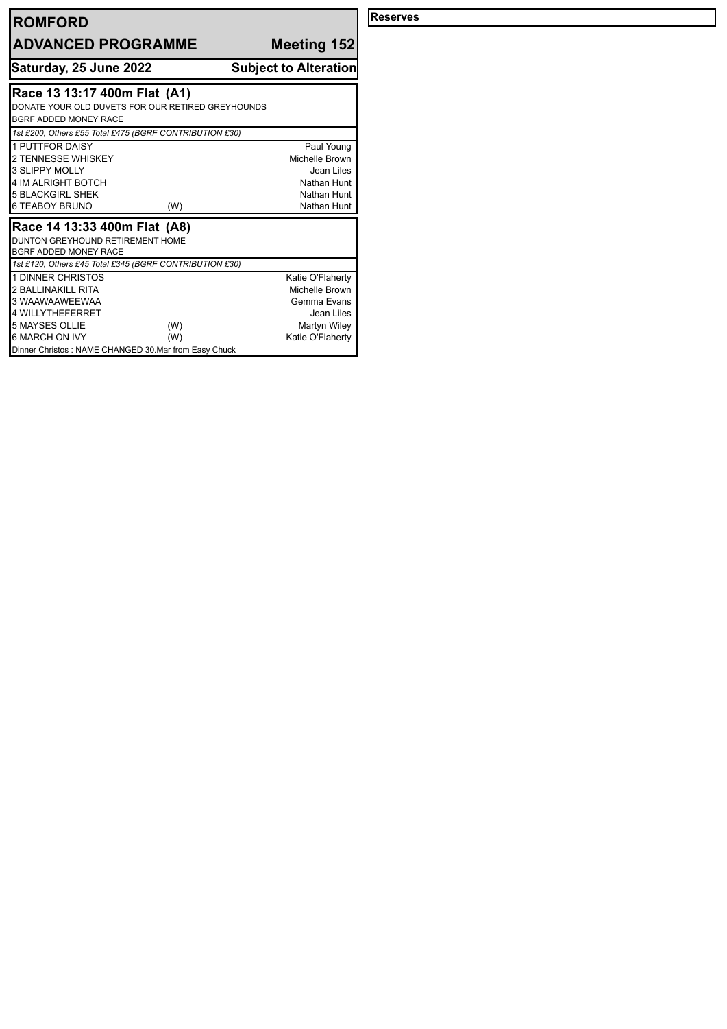# ROMFORD

## ADVANCED PROGRAMME — Meeting 152

**Saturday, 25 June 2022** — **Subject to Alteration**

### Race 13 13:17 400m Flat (A1)

DONATE YOUR OLD DUVETS FOR OUR RETIRED GREYHOUNDS
BGRF ADDED MONEY RACE

*1st £200, Others £55 Total £475 (BGRF CONTRIBUTION £30)*

| | | |
|---|---|---|
| 1 PUTTFOR DAISY | | Paul Young |
| 2 TENNESSE WHISKEY | | Michelle Brown |
| 3 SLIPPY MOLLY | | Jean Liles |
| 4 IM ALRIGHT BOTCH | | Nathan Hunt |
| 5 BLACKGIRL SHEK | | Nathan Hunt |
| 6 TEABOY BRUNO | (W) | Nathan Hunt |

### Race 14 13:33 400m Flat (A8)

DUNTON GREYHOUND RETIREMENT HOME
BGRF ADDED MONEY RACE

*1st £120, Others £45 Total £345 (BGRF CONTRIBUTION £30)*

| | | |
|---|---|---|
| 1 DINNER CHRISTOS | | Katie O'Flaherty |
| 2 BALLINAKILL RITA | | Michelle Brown |
| 3 WAAWAAWEEWAA | | Gemma Evans |
| 4 WILLYTHEFERRET | | Jean Liles |
| 5 MAYSES OLLIE | (W) | Martyn Wiley |
| 6 MARCH ON IVY | (W) | Katie O'Flaherty |

Dinner Christos : NAME CHANGED 30.Mar from Easy Chuck

**Reserves**